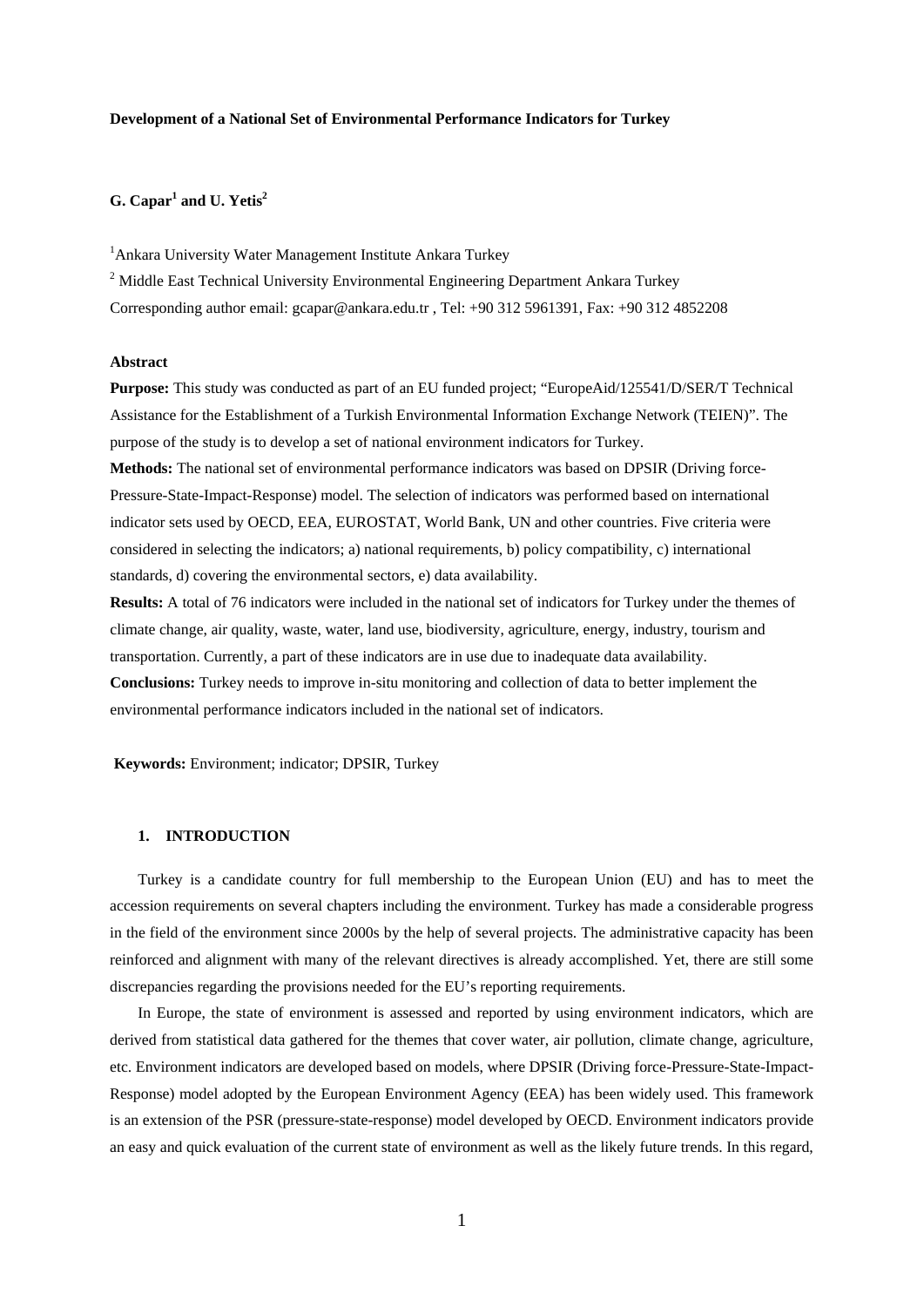# Development of a National Set of Environmental Performance Indicators for Turkey

**G. Capar[1] and U. Yetis[2]**

[1]Ankara University Water Management Institute Ankara Turkey

[2] Middle East Technical University Environmental Engineering Department Ankara Turkey

Corresponding author email: gcapar@ankara.edu.tr , Tel: +90 312 5961391, Fax: +90 312 4852208

## Abstract

**Purpose:** This study was conducted as part of an EU funded project; "EuropeAid/125541/D/SER/T Technical Assistance for the Establishment of a Turkish Environmental Information Exchange Network (TEIEN)". The purpose of the study is to develop a set of national environment indicators for Turkey.

**Methods:** The national set of environmental performance indicators was based on DPSIR (Driving force-Pressure-State-Impact-Response) model. The selection of indicators was performed based on international indicator sets used by OECD, EEA, EUROSTAT, World Bank, UN and other countries. Five criteria were considered in selecting the indicators; a) national requirements, b) policy compatibility, c) international standards, d) covering the environmental sectors, e) data availability.

**Results:** A total of 76 indicators were included in the national set of indicators for Turkey under the themes of climate change, air quality, waste, water, land use, biodiversity, agriculture, energy, industry, tourism and transportation. Currently, a part of these indicators are in use due to inadequate data availability.

**Conclusions:** Turkey needs to improve in-situ monitoring and collection of data to better implement the environmental performance indicators included in the national set of indicators.

**Keywords:** Environment; indicator; DPSIR, Turkey

## 1. INTRODUCTION

Turkey is a candidate country for full membership to the European Union (EU) and has to meet the accession requirements on several chapters including the environment. Turkey has made a considerable progress in the field of the environment since 2000s by the help of several projects. The administrative capacity has been reinforced and alignment with many of the relevant directives is already accomplished. Yet, there are still some discrepancies regarding the provisions needed for the EU's reporting requirements.

In Europe, the state of environment is assessed and reported by using environment indicators, which are derived from statistical data gathered for the themes that cover water, air pollution, climate change, agriculture, etc. Environment indicators are developed based on models, where DPSIR (Driving force-Pressure-State-Impact-Response) model adopted by the European Environment Agency (EEA) has been widely used. This framework is an extension of the PSR (pressure-state-response) model developed by OECD. Environment indicators provide an easy and quick evaluation of the current state of environment as well as the likely future trends. In this regard,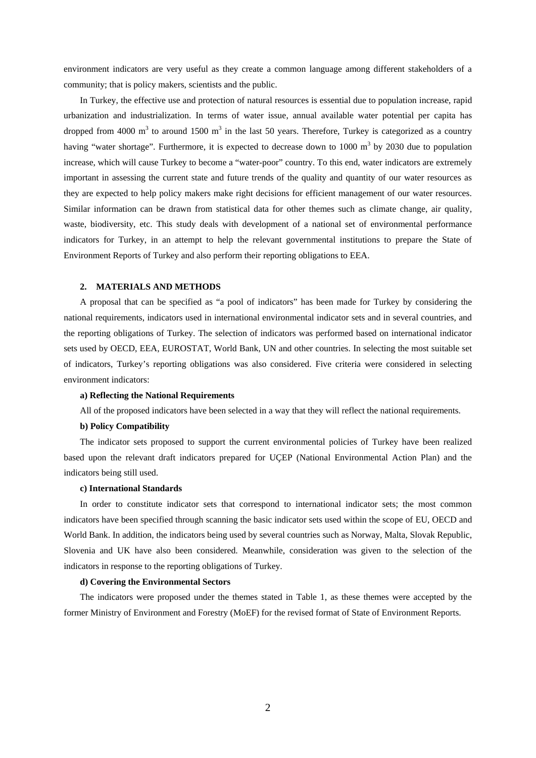environment indicators are very useful as they create a common language among different stakeholders of a community; that is policy makers, scientists and the public.

In Turkey, the effective use and protection of natural resources is essential due to population increase, rapid urbanization and industrialization. In terms of water issue, annual available water potential per capita has dropped from 4000 $m^3$ to around 1500 $m^3$ in the last 50 years. Therefore, Turkey is categorized as a country having "water shortage". Furthermore, it is expected to decrease down to 1000 $m^3$ by 2030 due to population increase, which will cause Turkey to become a "water-poor" country. To this end, water indicators are extremely important in assessing the current state and future trends of the quality and quantity of our water resources as they are expected to help policy makers make right decisions for efficient management of our water resources. Similar information can be drawn from statistical data for other themes such as climate change, air quality, waste, biodiversity, etc. This study deals with development of a national set of environmental performance indicators for Turkey, in an attempt to help the relevant governmental institutions to prepare the State of Environment Reports of Turkey and also perform their reporting obligations to EEA.

## 2. MATERIALS AND METHODS

A proposal that can be specified as "a pool of indicators" has been made for Turkey by considering the national requirements, indicators used in international environmental indicator sets and in several countries, and the reporting obligations of Turkey. The selection of indicators was performed based on international indicator sets used by OECD, EEA, EUROSTAT, World Bank, UN and other countries. In selecting the most suitable set of indicators, Turkey's reporting obligations was also considered. Five criteria were considered in selecting environment indicators:

**a) Reflecting the National Requirements**

All of the proposed indicators have been selected in a way that they will reflect the national requirements.

**b) Policy Compatibility**

The indicator sets proposed to support the current environmental policies of Turkey have been realized based upon the relevant draft indicators prepared for UÇEP (National Environmental Action Plan) and the indicators being still used.

**c) International Standards**

In order to constitute indicator sets that correspond to international indicator sets; the most common indicators have been specified through scanning the basic indicator sets used within the scope of EU, OECD and World Bank. In addition, the indicators being used by several countries such as Norway, Malta, Slovak Republic, Slovenia and UK have also been considered. Meanwhile, consideration was given to the selection of the indicators in response to the reporting obligations of Turkey.

**d) Covering the Environmental Sectors**

The indicators were proposed under the themes stated in Table 1, as these themes were accepted by the former Ministry of Environment and Forestry (MoEF) for the revised format of State of Environment Reports.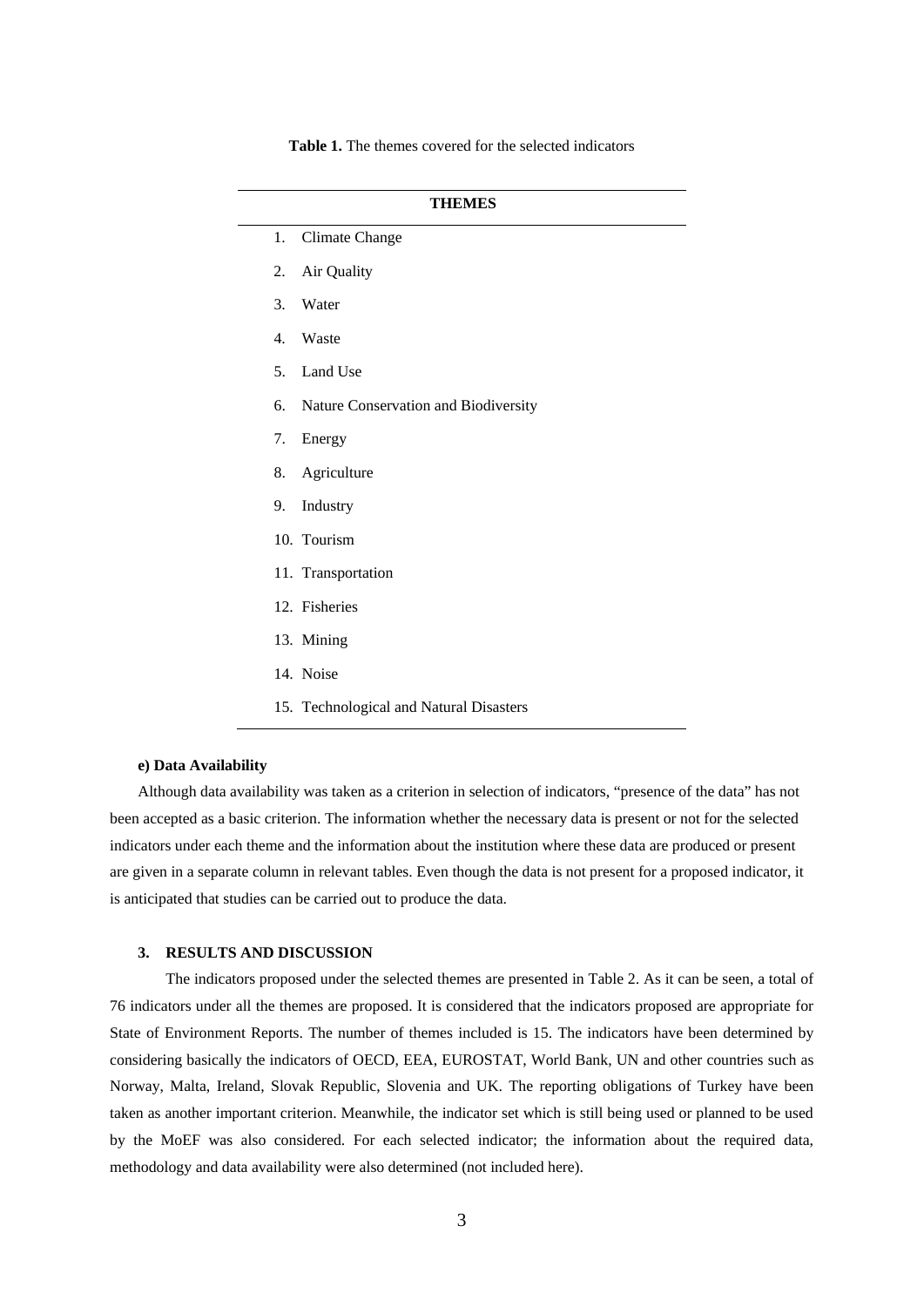**Table 1.** The themes covered for the selected indicators

| THEMES |
|---|
| 1. Climate Change |
| 2. Air Quality |
| 3. Water |
| 4. Waste |
| 5. Land Use |
| 6. Nature Conservation and Biodiversity |
| 7. Energy |
| 8. Agriculture |
| 9. Industry |
| 10. Tourism |
| 11. Transportation |
| 12. Fisheries |
| 13. Mining |
| 14. Noise |
| 15. Technological and Natural Disasters |

**e) Data Availability**

Although data availability was taken as a criterion in selection of indicators, "presence of the data" has not been accepted as a basic criterion. The information whether the necessary data is present or not for the selected indicators under each theme and the information about the institution where these data are produced or present are given in a separate column in relevant tables. Even though the data is not present for a proposed indicator, it is anticipated that studies can be carried out to produce the data.

## 3. RESULTS AND DISCUSSION

The indicators proposed under the selected themes are presented in Table 2. As it can be seen, a total of 76 indicators under all the themes are proposed. It is considered that the indicators proposed are appropriate for State of Environment Reports. The number of themes included is 15. The indicators have been determined by considering basically the indicators of OECD, EEA, EUROSTAT, World Bank, UN and other countries such as Norway, Malta, Ireland, Slovak Republic, Slovenia and UK. The reporting obligations of Turkey have been taken as another important criterion. Meanwhile, the indicator set which is still being used or planned to be used by the MoEF was also considered. For each selected indicator; the information about the required data, methodology and data availability were also determined (not included here).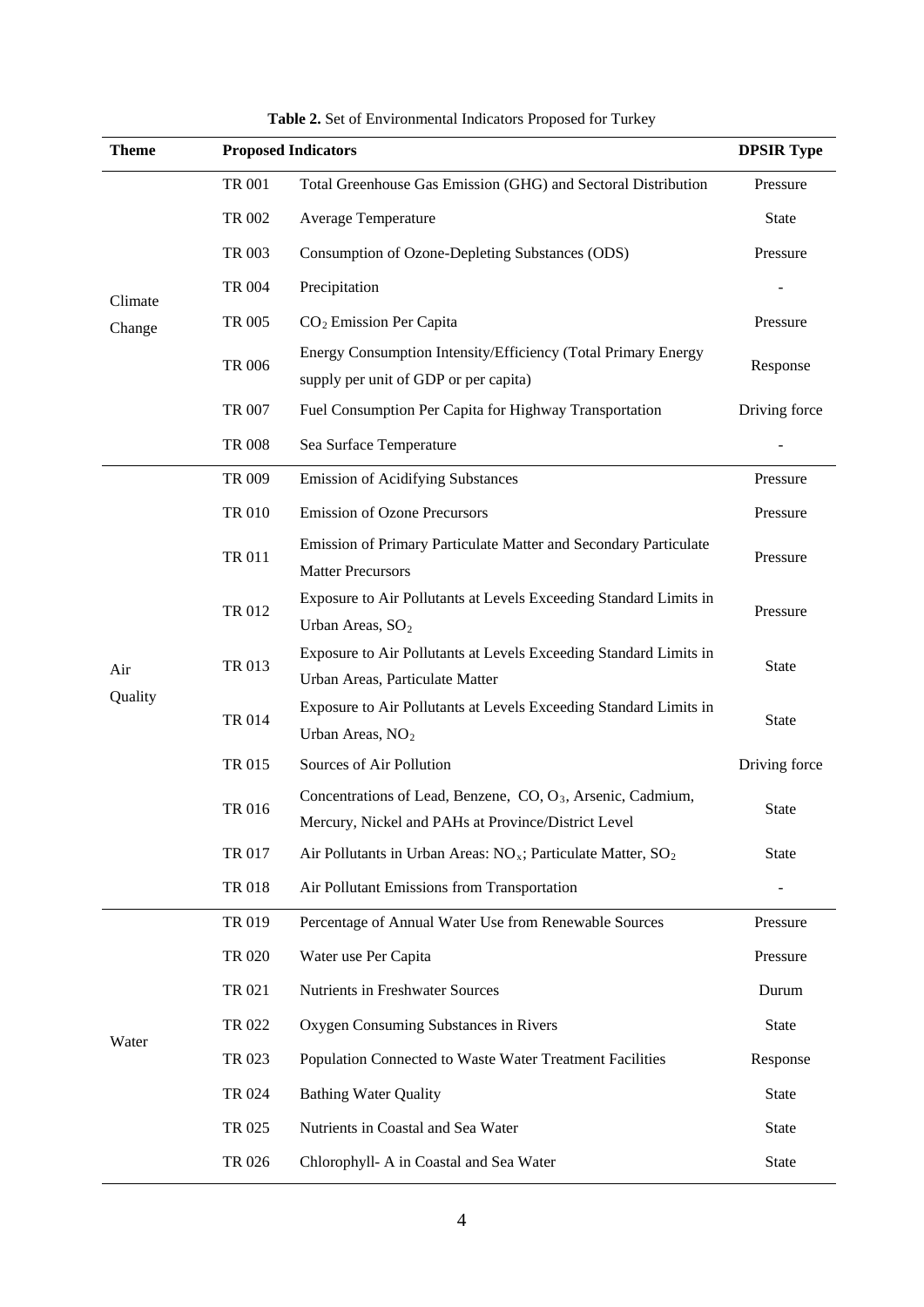**Table 2.** Set of Environmental Indicators Proposed for Turkey

| Theme | Proposed Indicators | | DPSIR Type |
|---|---|---|---|
| Climate Change | TR 001 | Total Greenhouse Gas Emission (GHG) and Sectoral Distribution | Pressure |
| | TR 002 | Average Temperature | State |
| | TR 003 | Consumption of Ozone-Depleting Substances (ODS) | Pressure |
| | TR 004 | Precipitation | - |
| | TR 005 | $CO_2$ Emission Per Capita | Pressure |
| | TR 006 | Energy Consumption Intensity/Efficiency (Total Primary Energy supply per unit of GDP or per capita) | Response |
| | TR 007 | Fuel Consumption Per Capita for Highway Transportation | Driving force |
| | TR 008 | Sea Surface Temperature | - |
| Air Quality | TR 009 | Emission of Acidifying Substances | Pressure |
| | TR 010 | Emission of Ozone Precursors | Pressure |
| | TR 011 | Emission of Primary Particulate Matter and Secondary Particulate Matter Precursors | Pressure |
| | TR 012 | Exposure to Air Pollutants at Levels Exceeding Standard Limits in Urban Areas, $SO_2$ | Pressure |
| | TR 013 | Exposure to Air Pollutants at Levels Exceeding Standard Limits in Urban Areas, Particulate Matter | State |
| | TR 014 | Exposure to Air Pollutants at Levels Exceeding Standard Limits in Urban Areas, $NO_2$ | State |
| | TR 015 | Sources of Air Pollution | Driving force |
| | TR 016 | Concentrations of Lead, Benzene, CO, $O_3$, Arsenic, Cadmium, Mercury, Nickel and PAHs at Province/District Level | State |
| | TR 017 | Air Pollutants in Urban Areas: $NO_x$; Particulate Matter, $SO_2$ | State |
| | TR 018 | Air Pollutant Emissions from Transportation | - |
| Water | TR 019 | Percentage of Annual Water Use from Renewable Sources | Pressure |
| | TR 020 | Water use Per Capita | Pressure |
| | TR 021 | Nutrients in Freshwater Sources | Durum |
| | TR 022 | Oxygen Consuming Substances in Rivers | State |
| | TR 023 | Population Connected to Waste Water Treatment Facilities | Response |
| | TR 024 | Bathing Water Quality | State |
| | TR 025 | Nutrients in Coastal and Sea Water | State |
| | TR 026 | Chlorophyll- A in Coastal and Sea Water | State |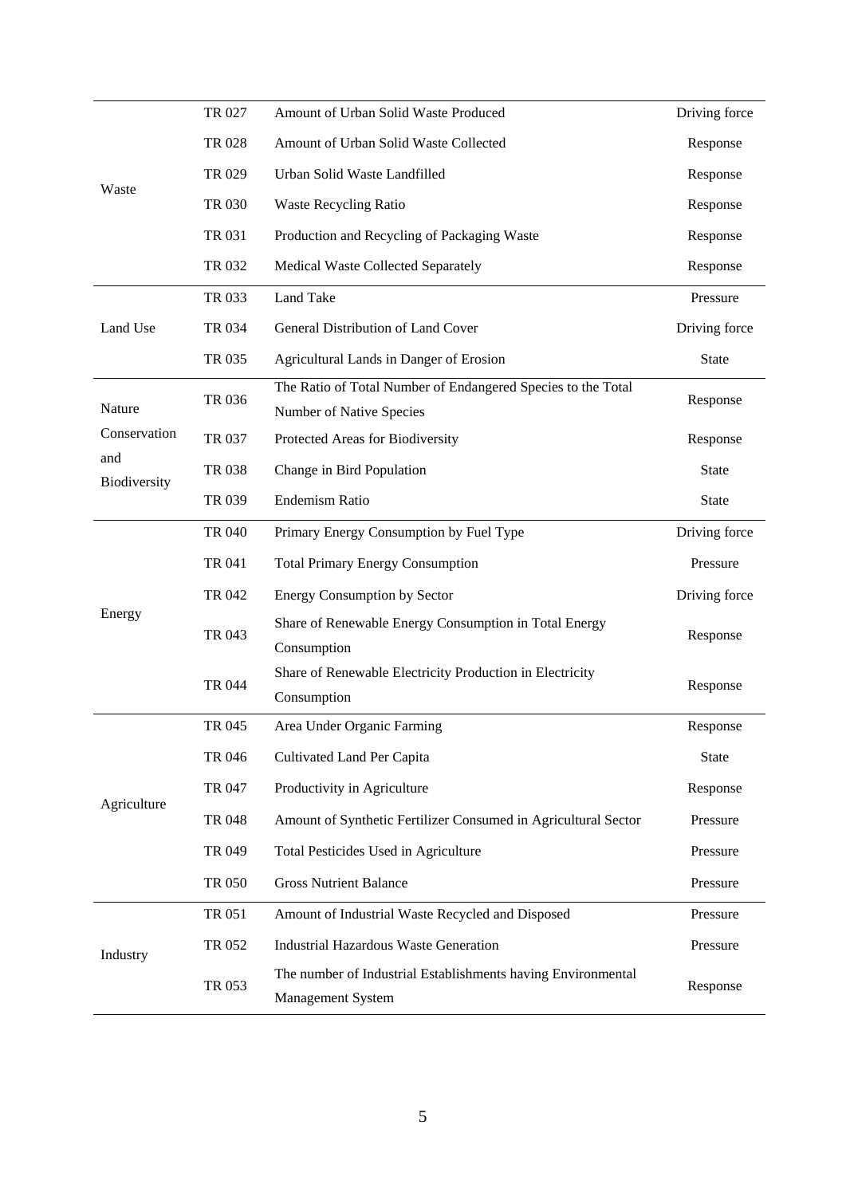| | | | |
|---|---|---|---|
| Waste | TR 027 | Amount of Urban Solid Waste Produced | Driving force |
| | TR 028 | Amount of Urban Solid Waste Collected | Response |
| | TR 029 | Urban Solid Waste Landfilled | Response |
| | TR 030 | Waste Recycling Ratio | Response |
| | TR 031 | Production and Recycling of Packaging Waste | Response |
| | TR 032 | Medical Waste Collected Separately | Response |
| Land Use | TR 033 | Land Take | Pressure |
| | TR 034 | General Distribution of Land Cover | Driving force |
| | TR 035 | Agricultural Lands in Danger of Erosion | State |
| Nature Conservation and Biodiversity | TR 036 | The Ratio of Total Number of Endangered Species to the Total Number of Native Species | Response |
| | TR 037 | Protected Areas for Biodiversity | Response |
| | TR 038 | Change in Bird Population | State |
| | TR 039 | Endemism Ratio | State |
| Energy | TR 040 | Primary Energy Consumption by Fuel Type | Driving force |
| | TR 041 | Total Primary Energy Consumption | Pressure |
| | TR 042 | Energy Consumption by Sector | Driving force |
| | TR 043 | Share of Renewable Energy Consumption in Total Energy Consumption | Response |
| | TR 044 | Share of Renewable Electricity Production in Electricity Consumption | Response |
| Agriculture | TR 045 | Area Under Organic Farming | Response |
| | TR 046 | Cultivated Land Per Capita | State |
| | TR 047 | Productivity in Agriculture | Response |
| | TR 048 | Amount of Synthetic Fertilizer Consumed in Agricultural Sector | Pressure |
| | TR 049 | Total Pesticides Used in Agriculture | Pressure |
| | TR 050 | Gross Nutrient Balance | Pressure |
| Industry | TR 051 | Amount of Industrial Waste Recycled and Disposed | Pressure |
| | TR 052 | Industrial Hazardous Waste Generation | Pressure |
| | TR 053 | The number of Industrial Establishments having Environmental Management System | Response |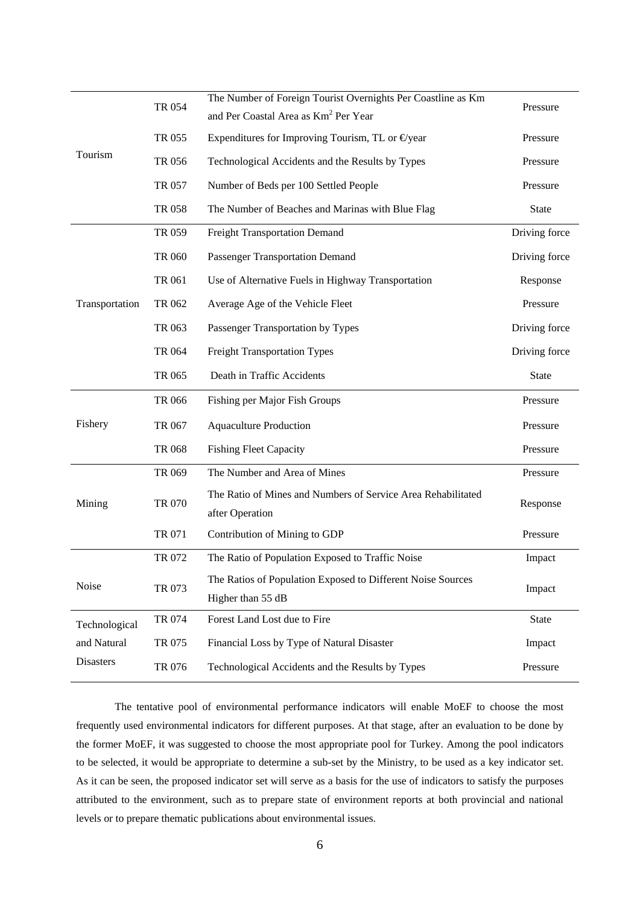| | | | |
|---|---|---|---|
| Tourism | TR 054 | The Number of Foreign Tourist Overnights Per Coastline as Km and Per Coastal Area as Km$^2$ Per Year | Pressure |
| | TR 055 | Expenditures for Improving Tourism, TL or €/year | Pressure |
| | TR 056 | Technological Accidents and the Results by Types | Pressure |
| | TR 057 | Number of Beds per 100 Settled People | Pressure |
| | TR 058 | The Number of Beaches and Marinas with Blue Flag | State |
| Transportation | TR 059 | Freight Transportation Demand | Driving force |
| | TR 060 | Passenger Transportation Demand | Driving force |
| | TR 061 | Use of Alternative Fuels in Highway Transportation | Response |
| | TR 062 | Average Age of the Vehicle Fleet | Pressure |
| | TR 063 | Passenger Transportation by Types | Driving force |
| | TR 064 | Freight Transportation Types | Driving force |
| | TR 065 | Death in Traffic Accidents | State |
| Fishery | TR 066 | Fishing per Major Fish Groups | Pressure |
| | TR 067 | Aquaculture Production | Pressure |
| | TR 068 | Fishing Fleet Capacity | Pressure |
| Mining | TR 069 | The Number and Area of Mines | Pressure |
| | TR 070 | The Ratio of Mines and Numbers of Service Area Rehabilitated after Operation | Response |
| | TR 071 | Contribution of Mining to GDP | Pressure |
| Noise | TR 072 | The Ratio of Population Exposed to Traffic Noise | Impact |
| | TR 073 | The Ratios of Population Exposed to Different Noise Sources Higher than 55 dB | Impact |
| Technological and Natural Disasters | TR 074 | Forest Land Lost due to Fire | State |
| | TR 075 | Financial Loss by Type of Natural Disaster | Impact |
| | TR 076 | Technological Accidents and the Results by Types | Pressure |

The tentative pool of environmental performance indicators will enable MoEF to choose the most frequently used environmental indicators for different purposes. At that stage, after an evaluation to be done by the former MoEF, it was suggested to choose the most appropriate pool for Turkey. Among the pool indicators to be selected, it would be appropriate to determine a sub-set by the Ministry, to be used as a key indicator set. As it can be seen, the proposed indicator set will serve as a basis for the use of indicators to satisfy the purposes attributed to the environment, such as to prepare state of environment reports at both provincial and national levels or to prepare thematic publications about environmental issues.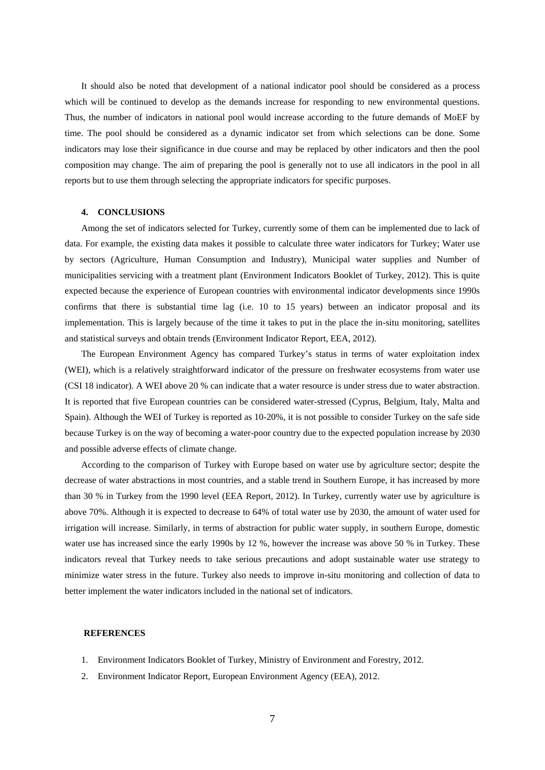It should also be noted that development of a national indicator pool should be considered as a process which will be continued to develop as the demands increase for responding to new environmental questions. Thus, the number of indicators in national pool would increase according to the future demands of MoEF by time. The pool should be considered as a dynamic indicator set from which selections can be done. Some indicators may lose their significance in due course and may be replaced by other indicators and then the pool composition may change. The aim of preparing the pool is generally not to use all indicators in the pool in all reports but to use them through selecting the appropriate indicators for specific purposes.

## 4. CONCLUSIONS

Among the set of indicators selected for Turkey, currently some of them can be implemented due to lack of data. For example, the existing data makes it possible to calculate three water indicators for Turkey; Water use by sectors (Agriculture, Human Consumption and Industry), Municipal water supplies and Number of municipalities servicing with a treatment plant (Environment Indicators Booklet of Turkey, 2012). This is quite expected because the experience of European countries with environmental indicator developments since 1990s confirms that there is substantial time lag (i.e. 10 to 15 years) between an indicator proposal and its implementation. This is largely because of the time it takes to put in the place the in-situ monitoring, satellites and statistical surveys and obtain trends (Environment Indicator Report, EEA, 2012).

The European Environment Agency has compared Turkey's status in terms of water exploitation index (WEI), which is a relatively straightforward indicator of the pressure on freshwater ecosystems from water use (CSI 18 indicator). A WEI above 20 % can indicate that a water resource is under stress due to water abstraction. It is reported that five European countries can be considered water-stressed (Cyprus, Belgium, Italy, Malta and Spain). Although the WEI of Turkey is reported as 10-20%, it is not possible to consider Turkey on the safe side because Turkey is on the way of becoming a water-poor country due to the expected population increase by 2030 and possible adverse effects of climate change.

According to the comparison of Turkey with Europe based on water use by agriculture sector; despite the decrease of water abstractions in most countries, and a stable trend in Southern Europe, it has increased by more than 30 % in Turkey from the 1990 level (EEA Report, 2012). In Turkey, currently water use by agriculture is above 70%. Although it is expected to decrease to 64% of total water use by 2030, the amount of water used for irrigation will increase. Similarly, in terms of abstraction for public water supply, in southern Europe, domestic water use has increased since the early 1990s by 12 %, however the increase was above 50 % in Turkey. These indicators reveal that Turkey needs to take serious precautions and adopt sustainable water use strategy to minimize water stress in the future. Turkey also needs to improve in-situ monitoring and collection of data to better implement the water indicators included in the national set of indicators.

## REFERENCES

1. Environment Indicators Booklet of Turkey, Ministry of Environment and Forestry, 2012.
2. Environment Indicator Report, European Environment Agency (EEA), 2012.